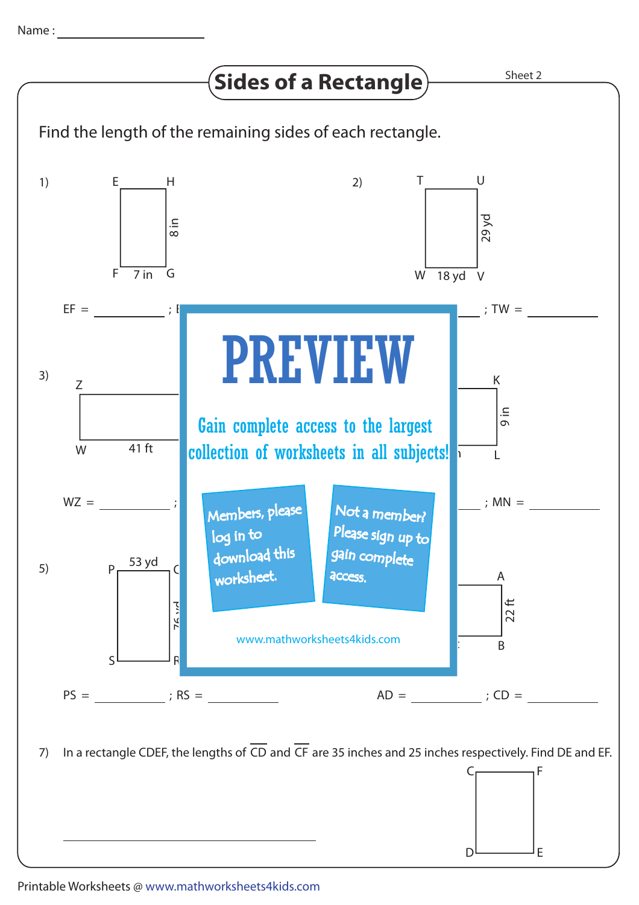Name : ____________________

# Sides of a Rectangle

Sheet 2

Find the length of the remaining sides of each rectangle.

1) E H F G — 8 in, 7 in

EF = __________ ; E

2) T U W V — 29 yd, 18 yd

__________ ; TW = __________

3) Z W — 41 ft

WZ = __________ ;

K L — 9 in

__________ ; MN = __________

5) P C S R — 53 yd, 76 yd

PS = __________ ; RS = __________

A B — 22 ft

AD = __________ ; CD = __________

PREVIEW

Gain complete access to the largest collection of worksheets in all subjects!

Members, please log in to download this worksheet.

Not a member? Please sign up to gain complete access.

www.mathworksheets4kids.com

7) In a rectangle CDEF, the lengths of $\overline{CD}$ and $\overline{CF}$ are 35 inches and 25 inches respectively. Find DE and EF.

C F D E

______________________________

Printable Worksheets @ www.mathworksheets4kids.com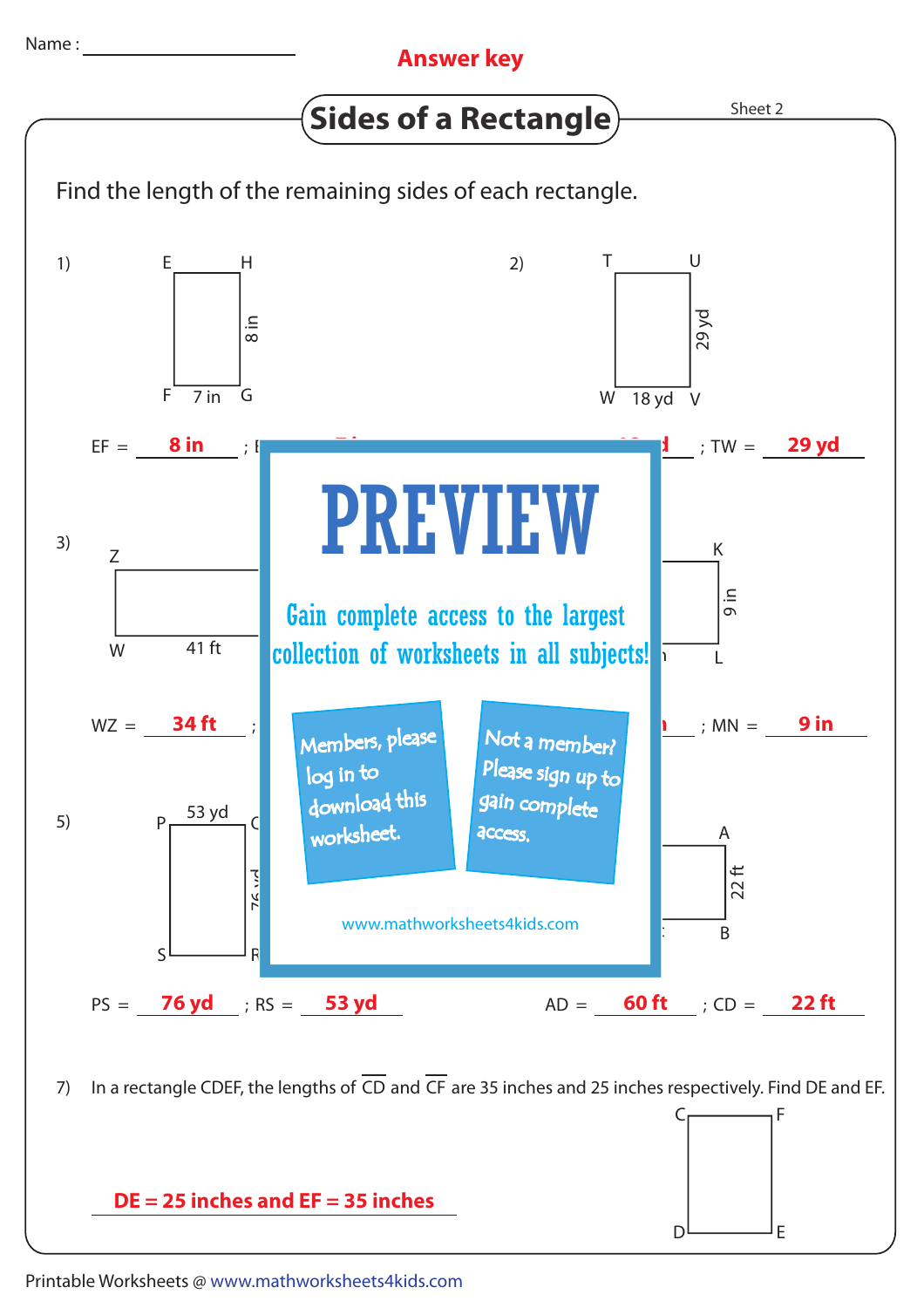Name : ____________

**Answer key**

# Sides of a Rectangle

Sheet 2

Find the length of the remaining sides of each rectangle.

1) E, H, F, G — 8 in, 7 in

EF = **8 in** ; E

2) T, U, W, V — 29 yd, 18 yd

; TW = **29 yd**

3) Z, W — 41 ft

WZ = **34 ft** ;

4) K, L — 9 in

; MN = **9 in**

5) P, Q, S, R — 53 yd, 76 yd

PS = **76 yd** ; RS = **53 yd**

6) A, B — 22 ft

AD = **60 ft** ; CD = **22 ft**

PREVIEW

Gain complete access to the largest collection of worksheets in all subjects!

Members, please log in to download this worksheet.

Not a member? Please sign up to gain complete access.

www.mathworksheets4kids.com

7) In a rectangle CDEF, the lengths of $\overline{CD}$ and $\overline{CF}$ are 35 inches and 25 inches respectively. Find DE and EF.

C, F, D, E

**DE = 25 inches and EF = 35 inches**

Printable Worksheets @ www.mathworksheets4kids.com